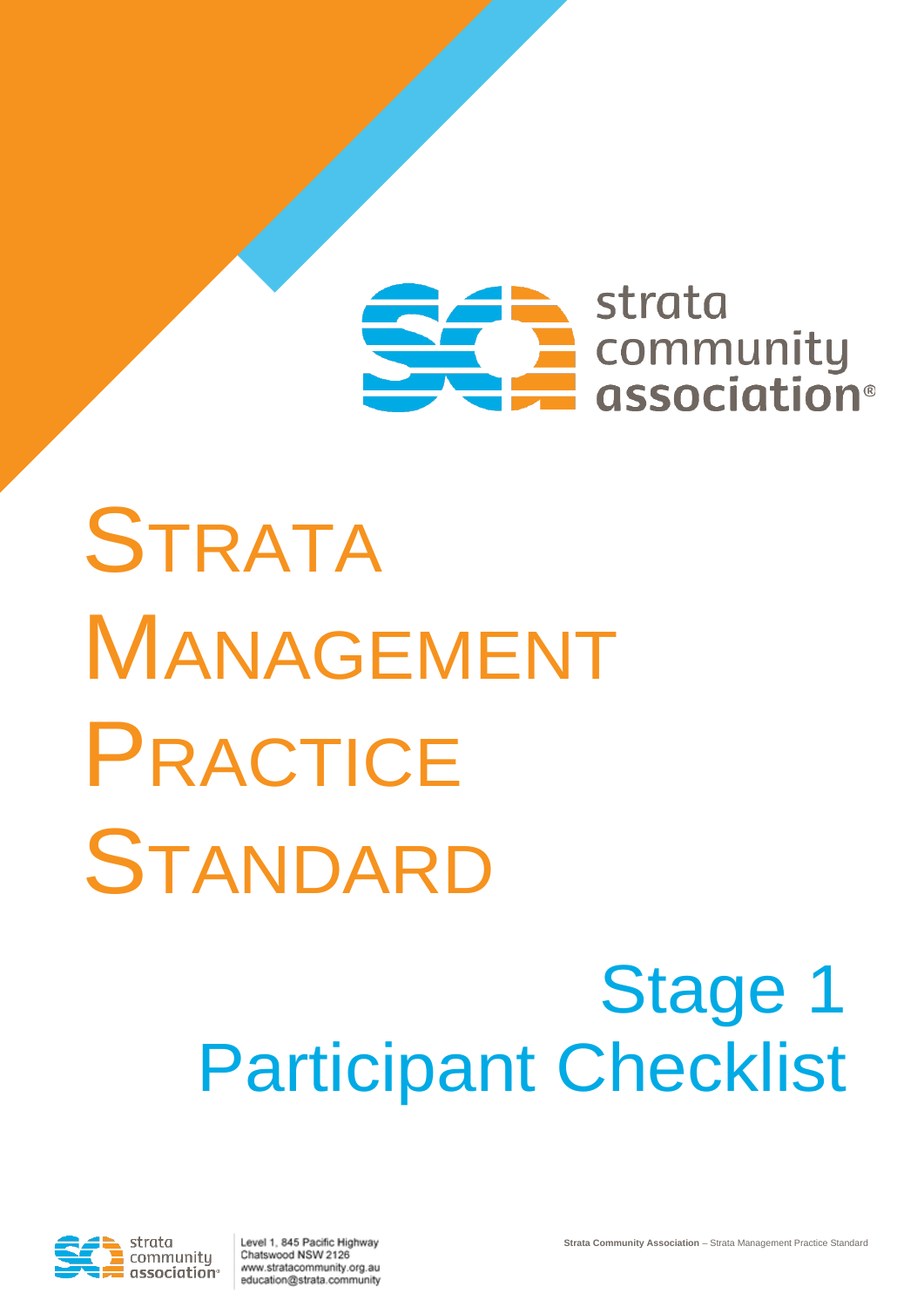strata community association®

# STRATA MANAGEMENT PRACTICE STANDARD

## Stage 1 Participant Checklist

strata community association

Level 1, 845 Pacific Highway
Chatswood NSW 2126
www.stratacommunity.org.au
education@strata.community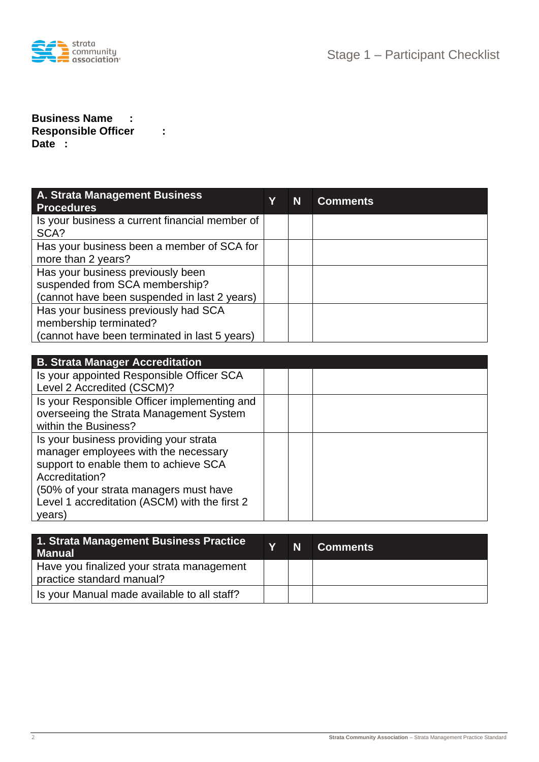# Stage 1 – Participant Checklist

**Business Name :**
**Responsible Officer :**
**Date :**

| A. Strata Management Business Procedures | Y | N | Comments |
|---|---|---|---|
| Is your business a current financial member of SCA? | | | |
| Has your business been a member of SCA for more than 2 years? | | | |
| Has your business previously been suspended from SCA membership? (cannot have been suspended in last 2 years) | | | |
| Has your business previously had SCA membership terminated? (cannot have been terminated in last 5 years) | | | |
| **B. Strata Manager Accreditation** | | | |
| Is your appointed Responsible Officer SCA Level 2 Accredited (CSCM)? | | | |
| Is your Responsible Officer implementing and overseeing the Strata Management System within the Business? | | | |
| Is your business providing your strata manager employees with the necessary support to enable them to achieve SCA Accreditation? (50% of your strata managers must have Level 1 accreditation (ASCM) with the first 2 years) | | | |

| 1. Strata Management Business Practice Manual | Y | N | Comments |
|---|---|---|---|
| Have you finalized your strata management practice standard manual? | | | |
| Is your Manual made available to all staff? | | | |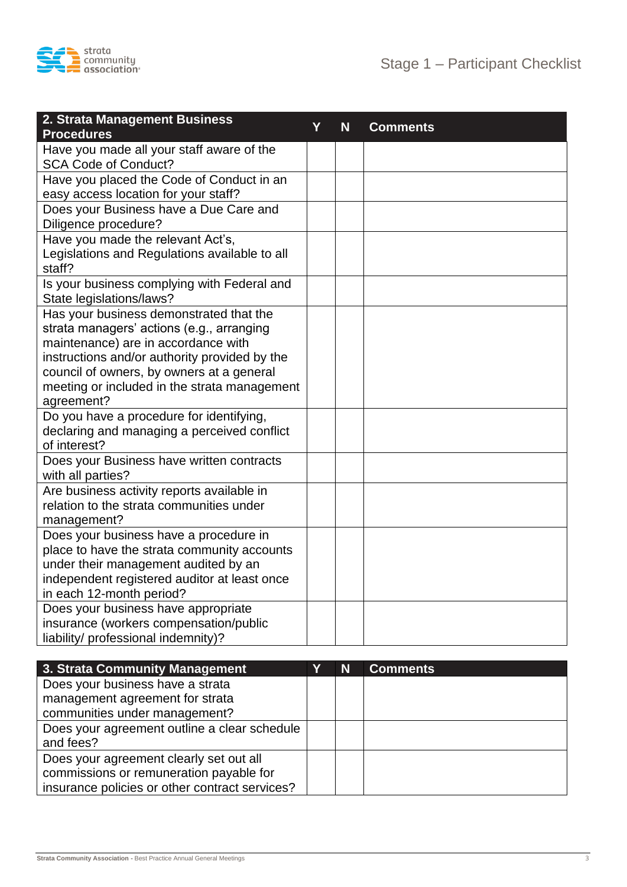| 2. Strata Management Business Procedures | Y | N | Comments |
|---|---|---|---|
| Have you made all your staff aware of the SCA Code of Conduct? | | | |
| Have you placed the Code of Conduct in an easy access location for your staff? | | | |
| Does your Business have a Due Care and Diligence procedure? | | | |
| Have you made the relevant Act's, Legislations and Regulations available to all staff? | | | |
| Is your business complying with Federal and State legislations/laws? | | | |
| Has your business demonstrated that the strata managers' actions (e.g., arranging maintenance) are in accordance with instructions and/or authority provided by the council of owners, by owners at a general meeting or included in the strata management agreement? | | | |
| Do you have a procedure for identifying, declaring and managing a perceived conflict of interest? | | | |
| Does your Business have written contracts with all parties? | | | |
| Are business activity reports available in relation to the strata communities under management? | | | |
| Does your business have a procedure in place to have the strata community accounts under their management audited by an independent registered auditor at least once in each 12-month period? | | | |
| Does your business have appropriate insurance (workers compensation/public liability/ professional indemnity)? | | | |

| 3. Strata Community Management | Y | N | Comments |
|---|---|---|---|
| Does your business have a strata management agreement for strata communities under management? | | | |
| Does your agreement outline a clear schedule and fees? | | | |
| Does your agreement clearly set out all commissions or remuneration payable for insurance policies or other contract services? | | | |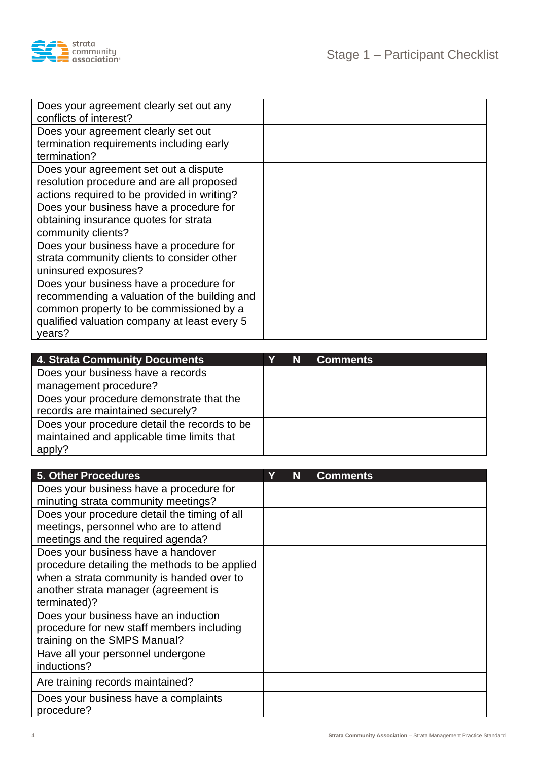| | | | |
|---|---|---|---|
| Does your agreement clearly set out any conflicts of interest? | | | |
| Does your agreement clearly set out termination requirements including early termination? | | | |
| Does your agreement set out a dispute resolution procedure and are all proposed actions required to be provided in writing? | | | |
| Does your business have a procedure for obtaining insurance quotes for strata community clients? | | | |
| Does your business have a procedure for strata community clients to consider other uninsured exposures? | | | |
| Does your business have a procedure for recommending a valuation of the building and common property to be commissioned by a qualified valuation company at least every 5 years? | | | |

| 4. Strata Community Documents | Y | N | Comments |
|---|---|---|---|
| Does your business have a records management procedure? | | | |
| Does your procedure demonstrate that the records are maintained securely? | | | |
| Does your procedure detail the records to be maintained and applicable time limits that apply? | | | |

| 5. Other Procedures | Y | N | Comments |
|---|---|---|---|
| Does your business have a procedure for minuting strata community meetings? | | | |
| Does your procedure detail the timing of all meetings, personnel who are to attend meetings and the required agenda? | | | |
| Does your business have a handover procedure detailing the methods to be applied when a strata community is handed over to another strata manager (agreement is terminated)? | | | |
| Does your business have an induction procedure for new staff members including training on the SMPS Manual? | | | |
| Have all your personnel undergone inductions? | | | |
| Are training records maintained? | | | |
| Does your business have a complaints procedure? | | | |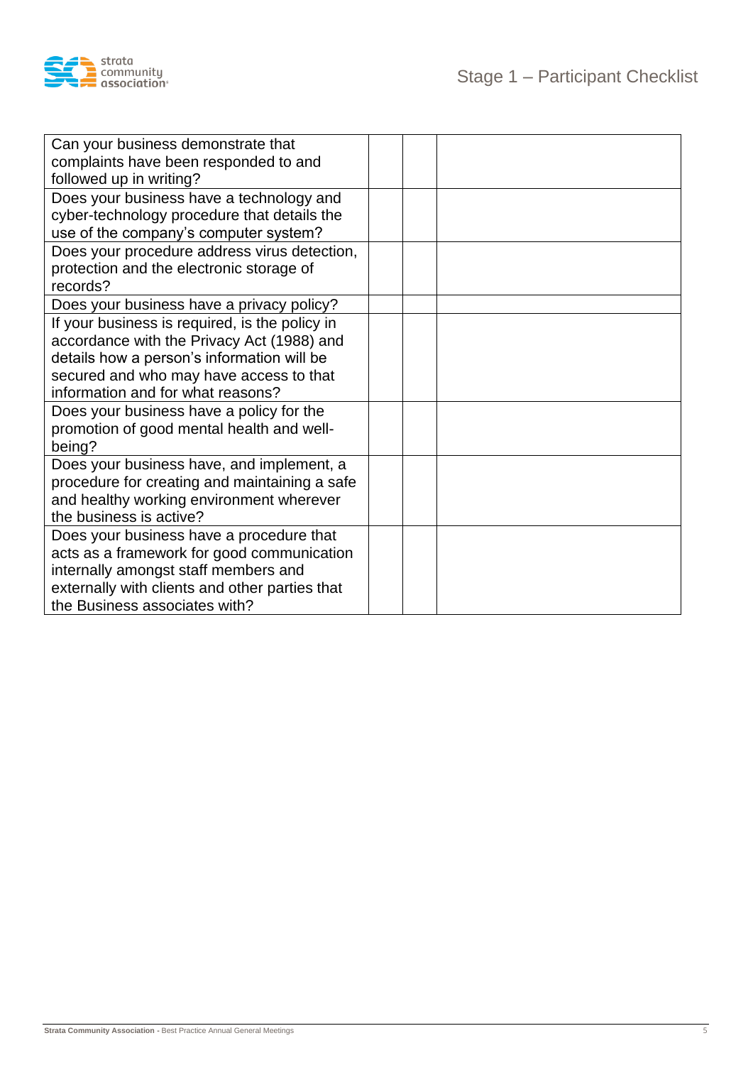| | | | |
|---|---|---|---|
| Can your business demonstrate that complaints have been responded to and followed up in writing? | | | |
| Does your business have a technology and cyber-technology procedure that details the use of the company's computer system? | | | |
| Does your procedure address virus detection, protection and the electronic storage of records? | | | |
| Does your business have a privacy policy? | | | |
| If your business is required, is the policy in accordance with the Privacy Act (1988) and details how a person's information will be secured and who may have access to that information and for what reasons? | | | |
| Does your business have a policy for the promotion of good mental health and well-being? | | | |
| Does your business have, and implement, a procedure for creating and maintaining a safe and healthy working environment wherever the business is active? | | | |
| Does your business have a procedure that acts as a framework for good communication internally amongst staff members and externally with clients and other parties that the Business associates with? | | | |